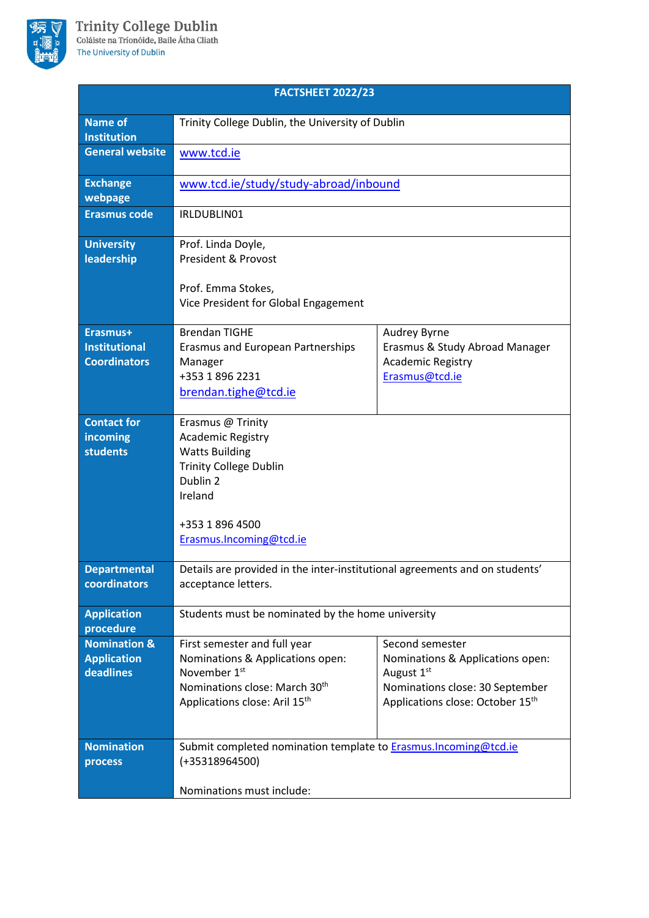Trinity College Dublin
Coláiste na Tríonóide, Baile Átha Cliath
The University of Dublin

| FACTSHEET 2022/23 | | |
|---|---|---|
| **Name of Institution** | Trinity College Dublin, the University of Dublin | |
| **General website** | [www.tcd.ie](www.tcd.ie) | |
| **Exchange webpage** | [www.tcd.ie/study/study-abroad/inbound](www.tcd.ie/study/study-abroad/inbound) | |
| **Erasmus code** | IRLDUBLIN01 | |
| **University leadership** | Prof. Linda Doyle,<br>President & Provost<br><br>Prof. Emma Stokes,<br>Vice President for Global Engagement | |
| **Erasmus+ Institutional Coordinators** | Brendan TIGHE<br>Erasmus and European Partnerships Manager<br>+353 1 896 2231<br>brendan.tighe@tcd.ie | Audrey Byrne<br>Erasmus & Study Abroad Manager<br>Academic Registry<br>Erasmus@tcd.ie |
| **Contact for incoming students** | Erasmus @ Trinity<br>Academic Registry<br>Watts Building<br>Trinity College Dublin<br>Dublin 2<br>Ireland<br><br>+353 1 896 4500<br>Erasmus.Incoming@tcd.ie | |
| **Departmental coordinators** | Details are provided in the inter-institutional agreements and on students' acceptance letters. | |
| **Application procedure** | Students must be nominated by the home university | |
| **Nomination & Application deadlines** | First semester and full year<br>Nominations & Applications open: November 1st<br>Nominations close: March 30th<br>Applications close: Aril 15th | Second semester<br>Nominations & Applications open: August 1st<br>Nominations close: 30 September<br>Applications close: October 15th |
| **Nomination process** | Submit completed nomination template to Erasmus.Incoming@tcd.ie (+35318964500)<br><br>Nominations must include: | |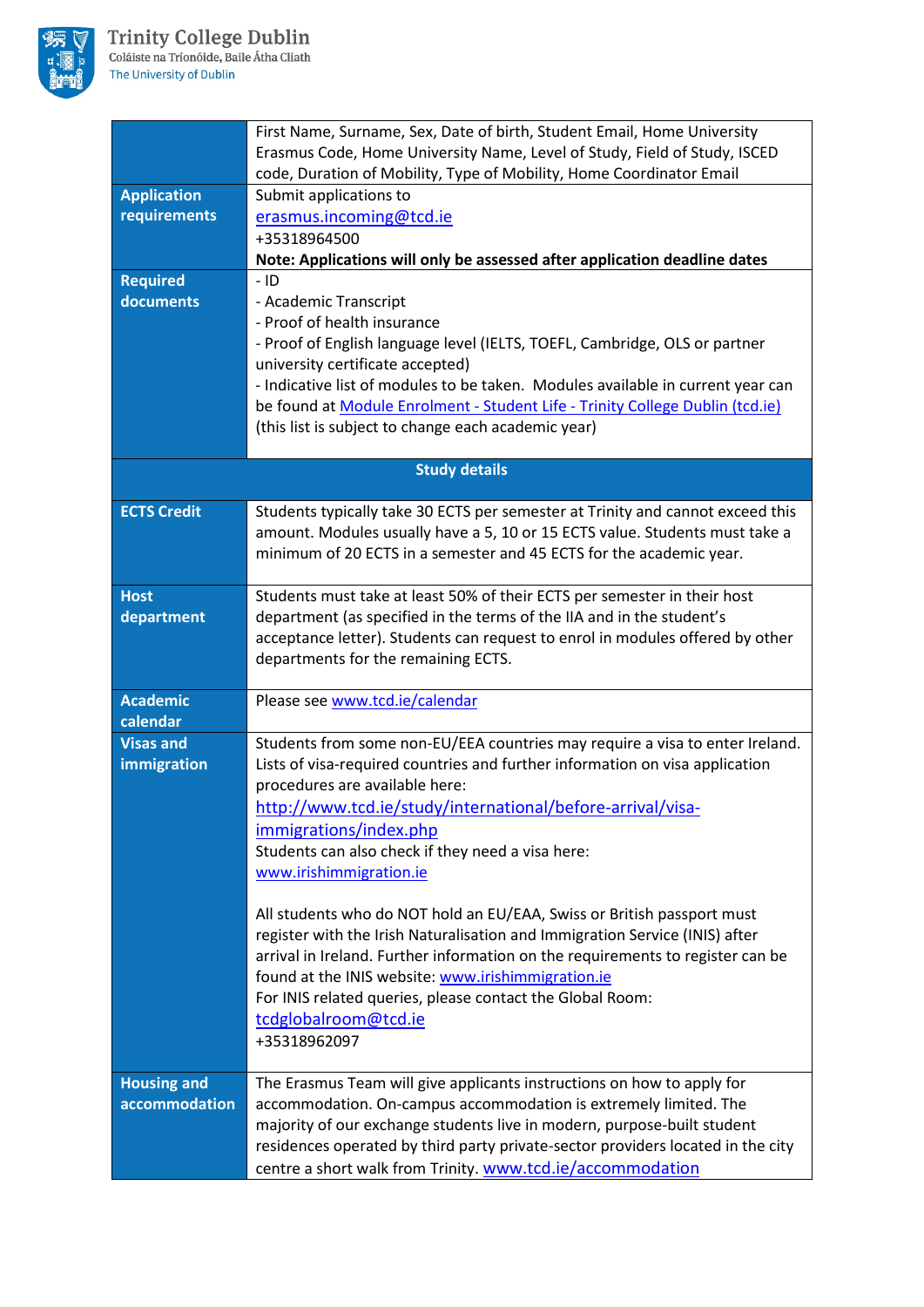| | |
|---|---|
| | First Name, Surname, Sex, Date of birth, Student Email, Home University Erasmus Code, Home University Name, Level of Study, Field of Study, ISCED code, Duration of Mobility, Type of Mobility, Home Coordinator Email |
| **Application requirements** | Submit applications to [erasmus.incoming@tcd.ie](mailto:erasmus.incoming@tcd.ie)<br>+35318964500<br>**Note: Applications will only be assessed after application deadline dates** |
| **Required documents** | - ID<br>- Academic Transcript<br>- Proof of health insurance<br>- Proof of English language level (IELTS, TOEFL, Cambridge, OLS or partner university certificate accepted)<br>- Indicative list of modules to be taken. Modules available in current year can be found at Module Enrolment - Student Life - Trinity College Dublin (tcd.ie) (this list is subject to change each academic year) |
| **Study details** | |
| **ECTS Credit** | Students typically take 30 ECTS per semester at Trinity and cannot exceed this amount. Modules usually have a 5, 10 or 15 ECTS value. Students must take a minimum of 20 ECTS in a semester and 45 ECTS for the academic year. |
| **Host department** | Students must take at least 50% of their ECTS per semester in their host department (as specified in the terms of the IIA and in the student's acceptance letter). Students can request to enrol in modules offered by other departments for the remaining ECTS. |
| **Academic calendar** | Please see www.tcd.ie/calendar |
| **Visas and immigration** | Students from some non-EU/EEA countries may require a visa to enter Ireland. Lists of visa-required countries and further information on visa application procedures are available here: http://www.tcd.ie/study/international/before-arrival/visa-immigrations/index.php<br>Students can also check if they need a visa here: www.irishimmigration.ie<br><br>All students who do NOT hold an EU/EAA, Swiss or British passport must register with the Irish Naturalisation and Immigration Service (INIS) after arrival in Ireland. Further information on the requirements to register can be found at the INIS website: www.irishimmigration.ie<br>For INIS related queries, please contact the Global Room: tcdglobalroom@tcd.ie<br>+35318962097 |
| **Housing and accommodation** | The Erasmus Team will give applicants instructions on how to apply for accommodation. On-campus accommodation is extremely limited. The majority of our exchange students live in modern, purpose-built student residences operated by third party private-sector providers located in the city centre a short walk from Trinity. www.tcd.ie/accommodation |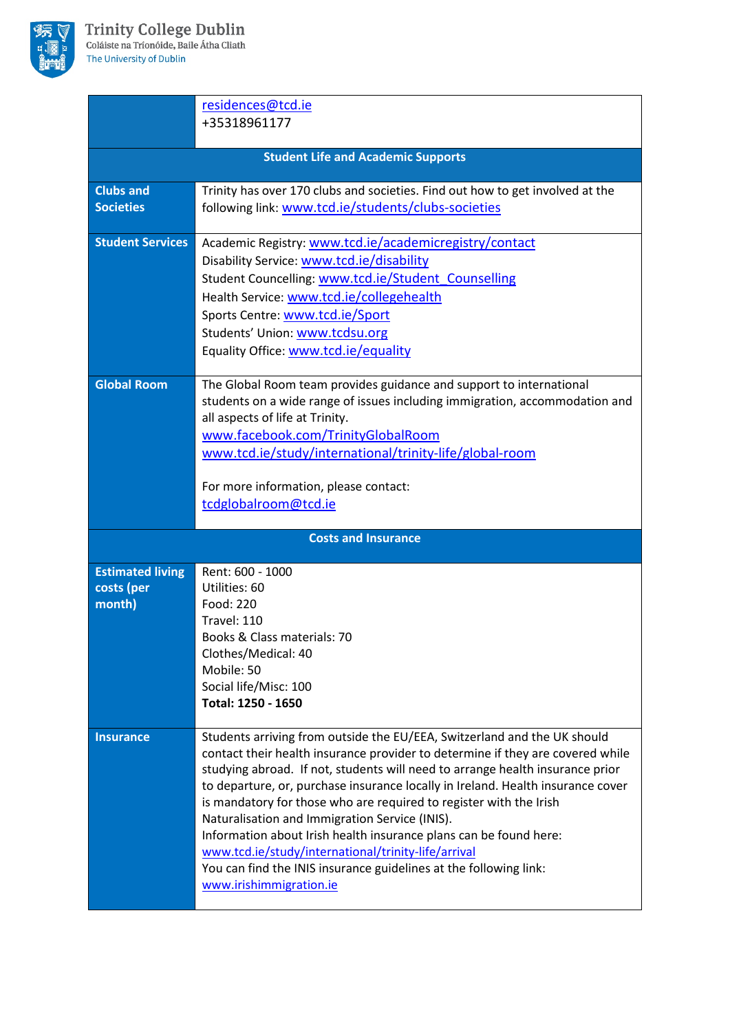| | |
|---|---|
| | residences@tcd.ie<br>+35318961177 |
| **Student Life and Academic Supports** | |
| **Clubs and Societies** | Trinity has over 170 clubs and societies. Find out how to get involved at the following link: www.tcd.ie/students/clubs-societies |
| **Student Services** | Academic Registry: www.tcd.ie/academicregistry/contact<br>Disability Service: www.tcd.ie/disability<br>Student Councelling: www.tcd.ie/Student_Counselling<br>Health Service: www.tcd.ie/collegehealth<br>Sports Centre: www.tcd.ie/Sport<br>Students' Union: www.tcdsu.org<br>Equality Office: www.tcd.ie/equality |
| **Global Room** | The Global Room team provides guidance and support to international students on a wide range of issues including immigration, accommodation and all aspects of life at Trinity.<br>www.facebook.com/TrinityGlobalRoom<br>www.tcd.ie/study/international/trinity-life/global-room<br><br>For more information, please contact:<br>tcdglobalroom@tcd.ie |
| **Costs and Insurance** | |
| **Estimated living costs (per month)** | Rent: 600 - 1000<br>Utilities: 60<br>Food: 220<br>Travel: 110<br>Books & Class materials: 70<br>Clothes/Medical: 40<br>Mobile: 50<br>Social life/Misc: 100<br>**Total: 1250 - 1650** |
| **Insurance** | Students arriving from outside the EU/EEA, Switzerland and the UK should contact their health insurance provider to determine if they are covered while studying abroad. If not, students will need to arrange health insurance prior to departure, or, purchase insurance locally in Ireland. Health insurance cover is mandatory for those who are required to register with the Irish Naturalisation and Immigration Service (INIS).<br>Information about Irish health insurance plans can be found here: www.tcd.ie/study/international/trinity-life/arrival<br>You can find the INIS insurance guidelines at the following link: www.irishimmigration.ie |